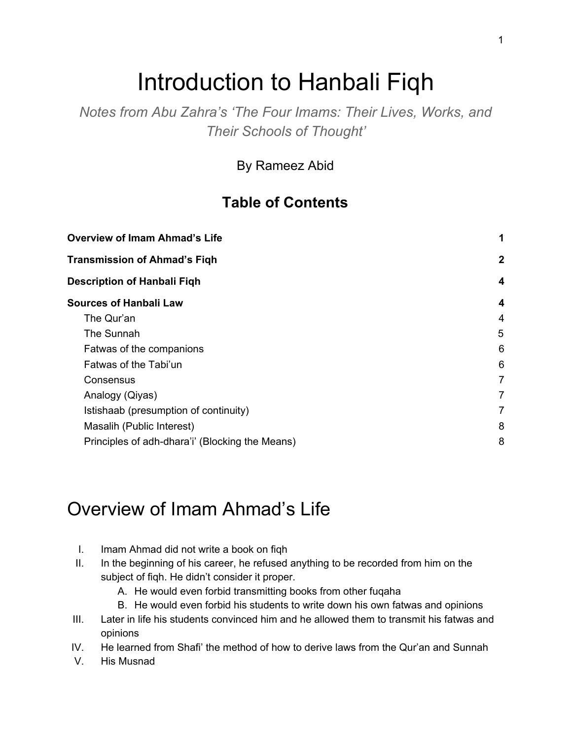# Introduction to Hanbali Fiqh

*Notes from Abu Zahra's 'The Four Imams: Their Lives, Works, and Their Schools of Thought'*

By Rameez Abid

## Table of Contents

| | |
|---|---|
| **Overview of Imam Ahmad's Life** | **1** |
| **Transmission of Ahmad's Fiqh** | **2** |
| **Description of Hanbali Fiqh** | **4** |
| **Sources of Hanbali Law** | **4** |
| The Qur'an | 4 |
| The Sunnah | 5 |
| Fatwas of the companions | 6 |
| Fatwas of the Tabi'un | 6 |
| Consensus | 7 |
| Analogy (Qiyas) | 7 |
| Istishaab (presumption of continuity) | 7 |
| Masalih (Public Interest) | 8 |
| Principles of adh-dhara'i' (Blocking the Means) | 8 |

# Overview of Imam Ahmad's Life

I. Imam Ahmad did not write a book on fiqh

II. In the beginning of his career, he refused anything to be recorded from him on the subject of fiqh. He didn't consider it proper.
   - A. He would even forbid transmitting books from other fuqaha
   - B. He would even forbid his students to write down his own fatwas and opinions

III. Later in life his students convinced him and he allowed them to transmit his fatwas and opinions

IV. He learned from Shafi' the method of how to derive laws from the Qur'an and Sunnah

V. His Musnad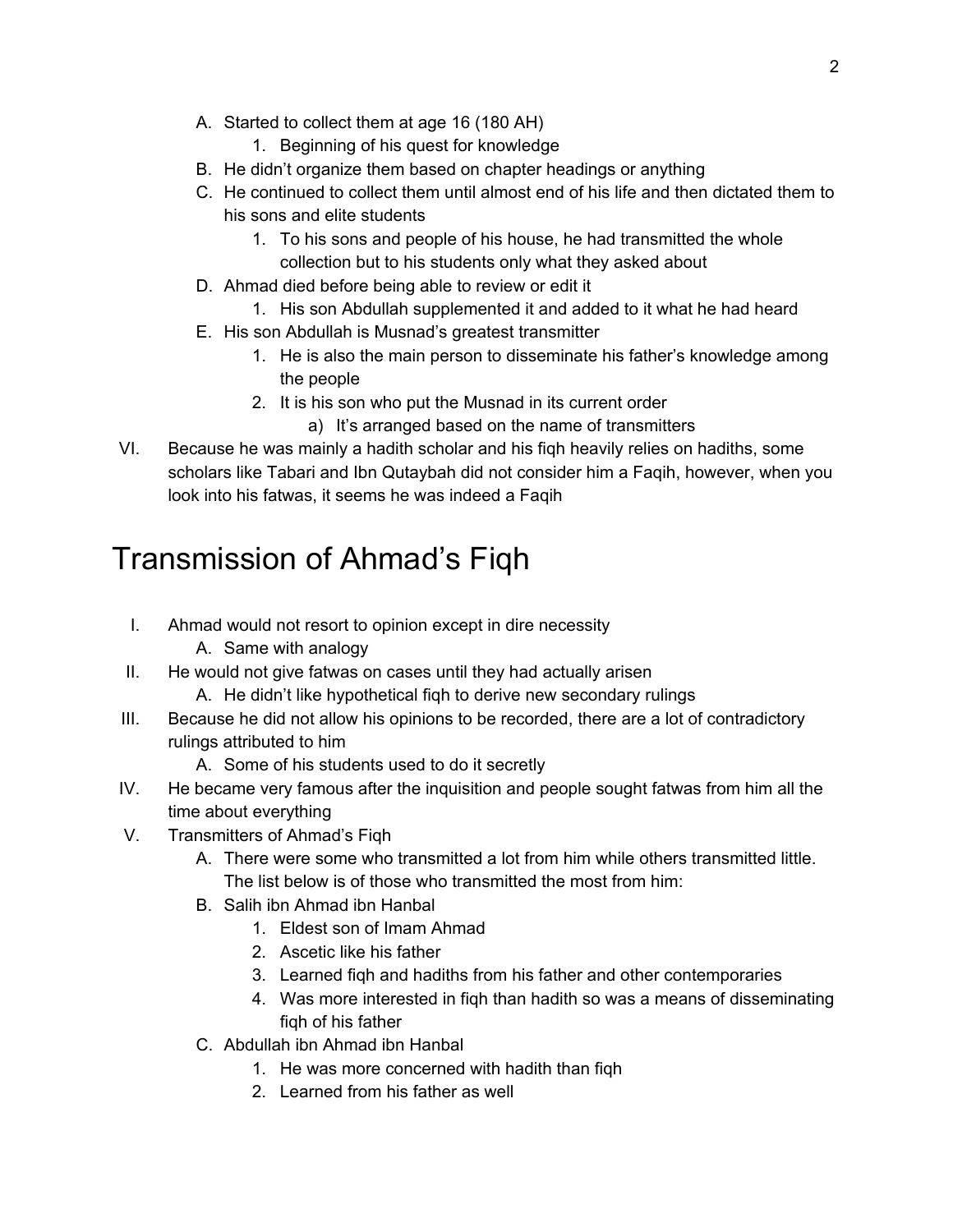A. Started to collect them at age 16 (180 AH)
    1. Beginning of his quest for knowledge

B. He didn't organize them based on chapter headings or anything

C. He continued to collect them until almost end of his life and then dictated them to his sons and elite students
    1. To his sons and people of his house, he had transmitted the whole collection but to his students only what they asked about

D. Ahmad died before being able to review or edit it
    1. His son Abdullah supplemented it and added to it what he had heard

E. His son Abdullah is Musnad's greatest transmitter
    1. He is also the main person to disseminate his father's knowledge among the people
    2. It is his son who put the Musnad in its current order
        a) It's arranged based on the name of transmitters

VI. Because he was mainly a hadith scholar and his fiqh heavily relies on hadiths, some scholars like Tabari and Ibn Qutaybah did not consider him a Faqih, however, when you look into his fatwas, it seems he was indeed a Faqih

# Transmission of Ahmad's Fiqh

I. Ahmad would not resort to opinion except in dire necessity
    A. Same with analogy

II. He would not give fatwas on cases until they had actually arisen
    A. He didn't like hypothetical fiqh to derive new secondary rulings

III. Because he did not allow his opinions to be recorded, there are a lot of contradictory rulings attributed to him
    A. Some of his students used to do it secretly

IV. He became very famous after the inquisition and people sought fatwas from him all the time about everything

V. Transmitters of Ahmad's Fiqh
    A. There were some who transmitted a lot from him while others transmitted little. The list below is of those who transmitted the most from him:
    B. Salih ibn Ahmad ibn Hanbal
        1. Eldest son of Imam Ahmad
        2. Ascetic like his father
        3. Learned fiqh and hadiths from his father and other contemporaries
        4. Was more interested in fiqh than hadith so was a means of disseminating fiqh of his father
    C. Abdullah ibn Ahmad ibn Hanbal
        1. He was more concerned with hadith than fiqh
        2. Learned from his father as well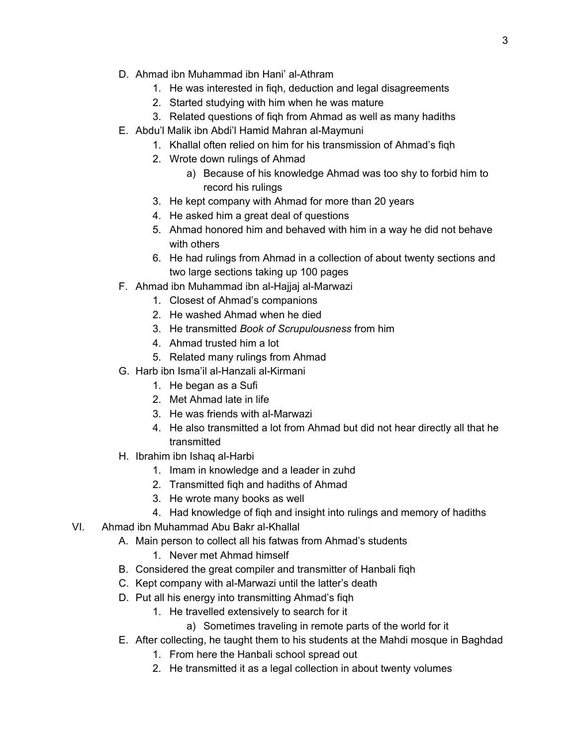D. Ahmad ibn Muhammad ibn Hani' al-Athram
    1. He was interested in fiqh, deduction and legal disagreements
    2. Started studying with him when he was mature
    3. Related questions of fiqh from Ahmad as well as many hadiths

E. Abdu'l Malik ibn Abdi'l Hamid Mahran al-Maymuni
    1. Khallal often relied on him for his transmission of Ahmad's fiqh
    2. Wrote down rulings of Ahmad
        a) Because of his knowledge Ahmad was too shy to forbid him to record his rulings
    3. He kept company with Ahmad for more than 20 years
    4. He asked him a great deal of questions
    5. Ahmad honored him and behaved with him in a way he did not behave with others
    6. He had rulings from Ahmad in a collection of about twenty sections and two large sections taking up 100 pages

F. Ahmad ibn Muhammad ibn al-Hajjaj al-Marwazi
    1. Closest of Ahmad's companions
    2. He washed Ahmad when he died
    3. He transmitted *Book of Scrupulousness* from him
    4. Ahmad trusted him a lot
    5. Related many rulings from Ahmad

G. Harb ibn Isma'il al-Hanzali al-Kirmani
    1. He began as a Sufi
    2. Met Ahmad late in life
    3. He was friends with al-Marwazi
    4. He also transmitted a lot from Ahmad but did not hear directly all that he transmitted

H. Ibrahim ibn Ishaq al-Harbi
    1. Imam in knowledge and a leader in zuhd
    2. Transmitted fiqh and hadiths of Ahmad
    3. He wrote many books as well
    4. Had knowledge of fiqh and insight into rulings and memory of hadiths

VI. Ahmad ibn Muhammad Abu Bakr al-Khallal

A. Main person to collect all his fatwas from Ahmad's students
    1. Never met Ahmad himself

B. Considered the great compiler and transmitter of Hanbali fiqh

C. Kept company with al-Marwazi until the latter's death

D. Put all his energy into transmitting Ahmad's fiqh
    1. He travelled extensively to search for it
        a) Sometimes traveling in remote parts of the world for it

E. After collecting, he taught them to his students at the Mahdi mosque in Baghdad
    1. From here the Hanbali school spread out
    2. He transmitted it as a legal collection in about twenty volumes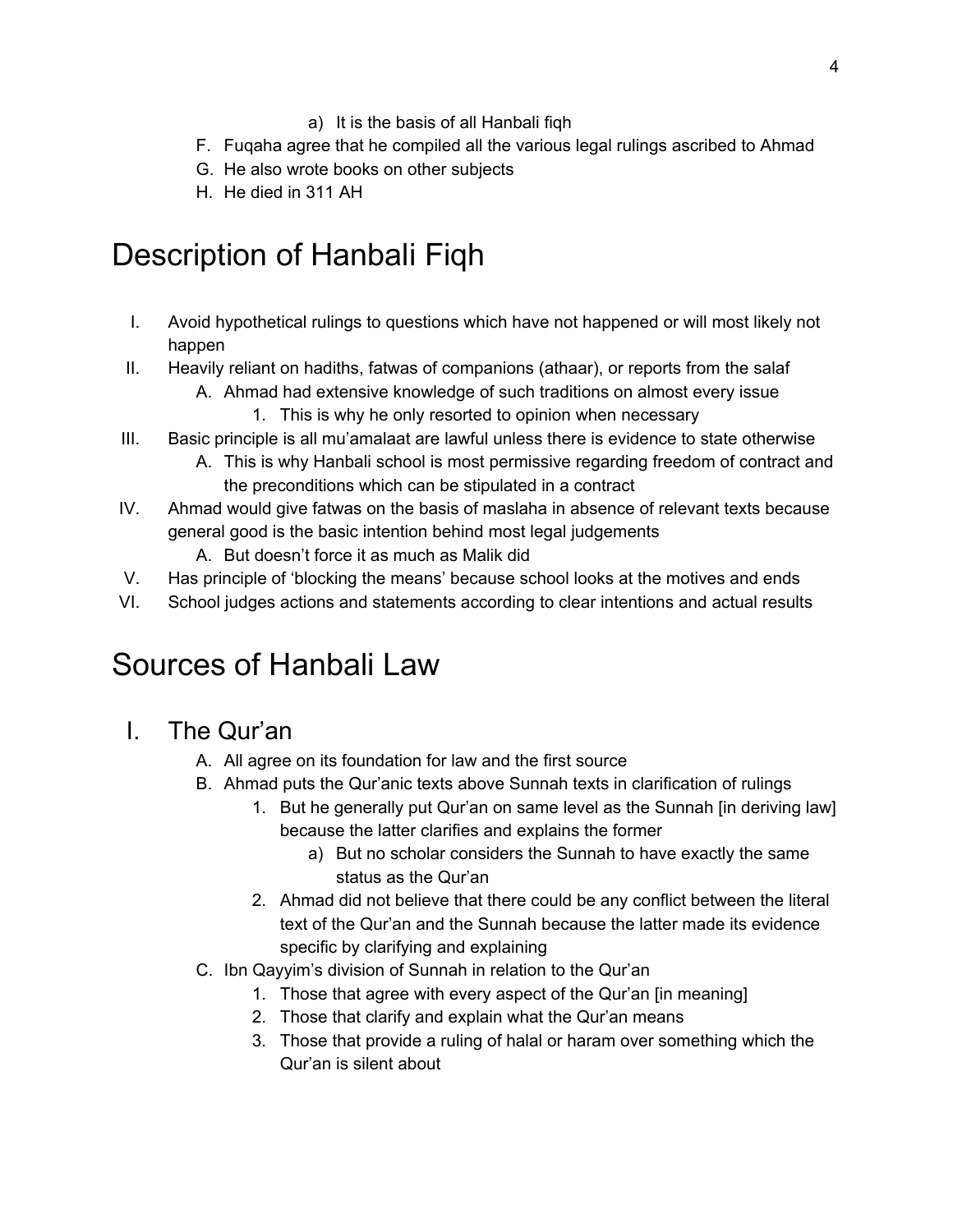a) It is the basis of all Hanbali fiqh

F. Fuqaha agree that he compiled all the various legal rulings ascribed to Ahmad
G. He also wrote books on other subjects
H. He died in 311 AH

# Description of Hanbali Fiqh

I. Avoid hypothetical rulings to questions which have not happened or will most likely not happen
II. Heavily reliant on hadiths, fatwas of companions (athaar), or reports from the salaf
    A. Ahmad had extensive knowledge of such traditions on almost every issue
        1. This is why he only resorted to opinion when necessary
III. Basic principle is all mu'amalaat are lawful unless there is evidence to state otherwise
    A. This is why Hanbali school is most permissive regarding freedom of contract and the preconditions which can be stipulated in a contract
IV. Ahmad would give fatwas on the basis of maslaha in absence of relevant texts because general good is the basic intention behind most legal judgements
    A. But doesn't force it as much as Malik did
V. Has principle of 'blocking the means' because school looks at the motives and ends
VI. School judges actions and statements according to clear intentions and actual results

# Sources of Hanbali Law

## I. The Qur'an

A. All agree on its foundation for law and the first source
B. Ahmad puts the Qur'anic texts above Sunnah texts in clarification of rulings
    1. But he generally put Qur'an on same level as the Sunnah [in deriving law] because the latter clarifies and explains the former
        a) But no scholar considers the Sunnah to have exactly the same status as the Qur'an
    2. Ahmad did not believe that there could be any conflict between the literal text of the Qur'an and the Sunnah because the latter made its evidence specific by clarifying and explaining
C. Ibn Qayyim's division of Sunnah in relation to the Qur'an
    1. Those that agree with every aspect of the Qur'an [in meaning]
    2. Those that clarify and explain what the Qur'an means
    3. Those that provide a ruling of halal or haram over something which the Qur'an is silent about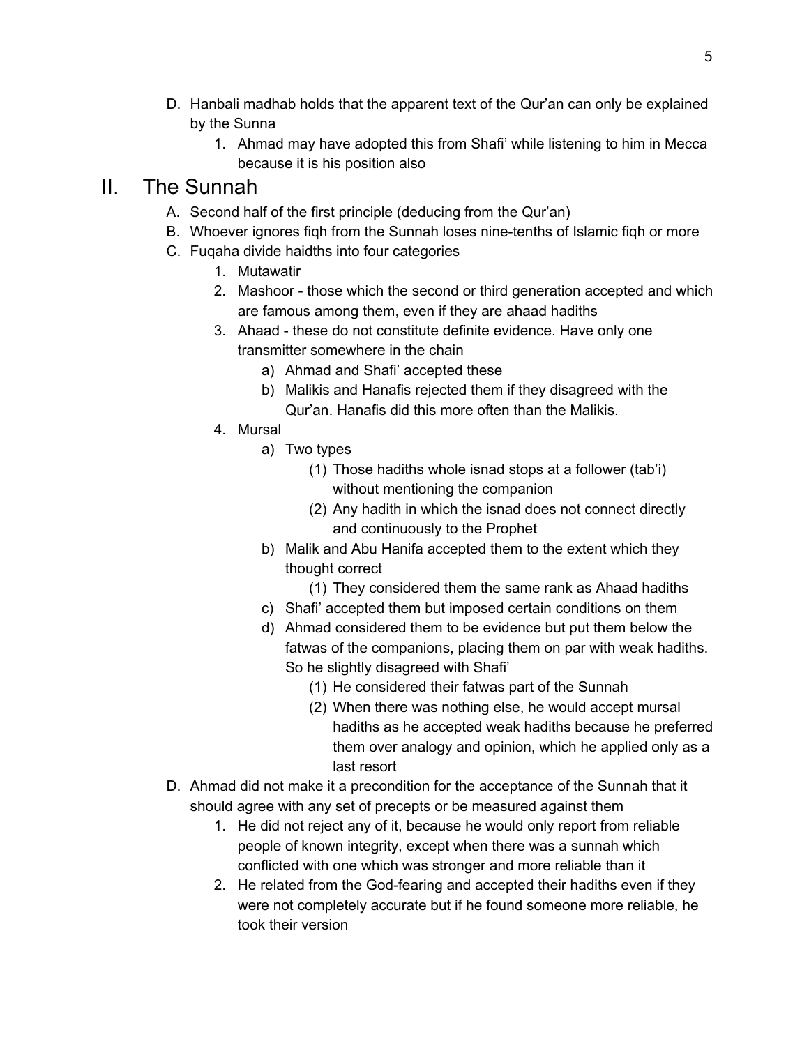D. Hanbali madhab holds that the apparent text of the Qur'an can only be explained by the Sunna
    1. Ahmad may have adopted this from Shafi' while listening to him in Mecca because it is his position also

# II. The Sunnah

A. Second half of the first principle (deducing from the Qur'an)
B. Whoever ignores fiqh from the Sunnah loses nine-tenths of Islamic fiqh or more
C. Fuqaha divide haidths into four categories
    1. Mutawatir
    2. Mashoor - those which the second or third generation accepted and which are famous among them, even if they are ahaad hadiths
    3. Ahaad - these do not constitute definite evidence. Have only one transmitter somewhere in the chain
        a) Ahmad and Shafi' accepted these
        b) Malikis and Hanafis rejected them if they disagreed with the Qur'an. Hanafis did this more often than the Malikis.
    4. Mursal
        a) Two types
            (1) Those hadiths whole isnad stops at a follower (tab'i) without mentioning the companion
            (2) Any hadith in which the isnad does not connect directly and continuously to the Prophet
        b) Malik and Abu Hanifa accepted them to the extent which they thought correct
            (1) They considered them the same rank as Ahaad hadiths
        c) Shafi' accepted them but imposed certain conditions on them
        d) Ahmad considered them to be evidence but put them below the fatwas of the companions, placing them on par with weak hadiths. So he slightly disagreed with Shafi'
            (1) He considered their fatwas part of the Sunnah
            (2) When there was nothing else, he would accept mursal hadiths as he accepted weak hadiths because he preferred them over analogy and opinion, which he applied only as a last resort
D. Ahmad did not make it a precondition for the acceptance of the Sunnah that it should agree with any set of precepts or be measured against them
    1. He did not reject any of it, because he would only report from reliable people of known integrity, except when there was a sunnah which conflicted with one which was stronger and more reliable than it
    2. He related from the God-fearing and accepted their hadiths even if they were not completely accurate but if he found someone more reliable, he took their version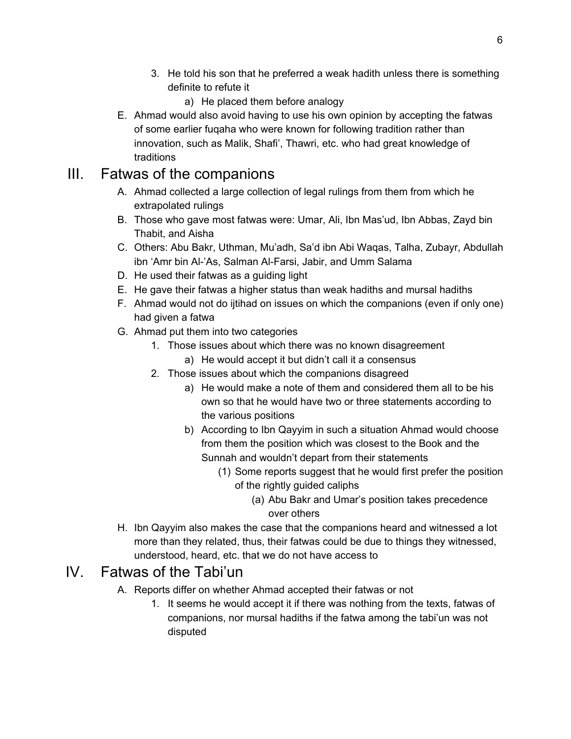3. He told his son that he preferred a weak hadith unless there is something definite to refute it
    a) He placed them before analogy

E. Ahmad would also avoid having to use his own opinion by accepting the fatwas of some earlier fuqaha who were known for following tradition rather than innovation, such as Malik, Shafi', Thawri, etc. who had great knowledge of traditions

# III. Fatwas of the companions

A. Ahmad collected a large collection of legal rulings from them from which he extrapolated rulings

B. Those who gave most fatwas were: Umar, Ali, Ibn Mas'ud, Ibn Abbas, Zayd bin Thabit, and Aisha

C. Others: Abu Bakr, Uthman, Mu'adh, Sa'd ibn Abi Waqas, Talha, Zubayr, Abdullah ibn 'Amr bin Al-'As, Salman Al-Farsi, Jabir, and Umm Salama

D. He used their fatwas as a guiding light

E. He gave their fatwas a higher status than weak hadiths and mursal hadiths

F. Ahmad would not do ijtihad on issues on which the companions (even if only one) had given a fatwa

G. Ahmad put them into two categories

1. Those issues about which there was no known disagreement
    a) He would accept it but didn't call it a consensus
2. Those issues about which the companions disagreed
    a) He would make a note of them and considered them all to be his own so that he would have two or three statements according to the various positions
    b) According to Ibn Qayyim in such a situation Ahmad would choose from them the position which was closest to the Book and the Sunnah and wouldn't depart from their statements
        (1) Some reports suggest that he would first prefer the position of the rightly guided caliphs
            (a) Abu Bakr and Umar's position takes precedence over others

H. Ibn Qayyim also makes the case that the companions heard and witnessed a lot more than they related, thus, their fatwas could be due to things they witnessed, understood, heard, etc. that we do not have access to

# IV. Fatwas of the Tabi'un

A. Reports differ on whether Ahmad accepted their fatwas or not

1. It seems he would accept it if there was nothing from the texts, fatwas of companions, nor mursal hadiths if the fatwa among the tabi'un was not disputed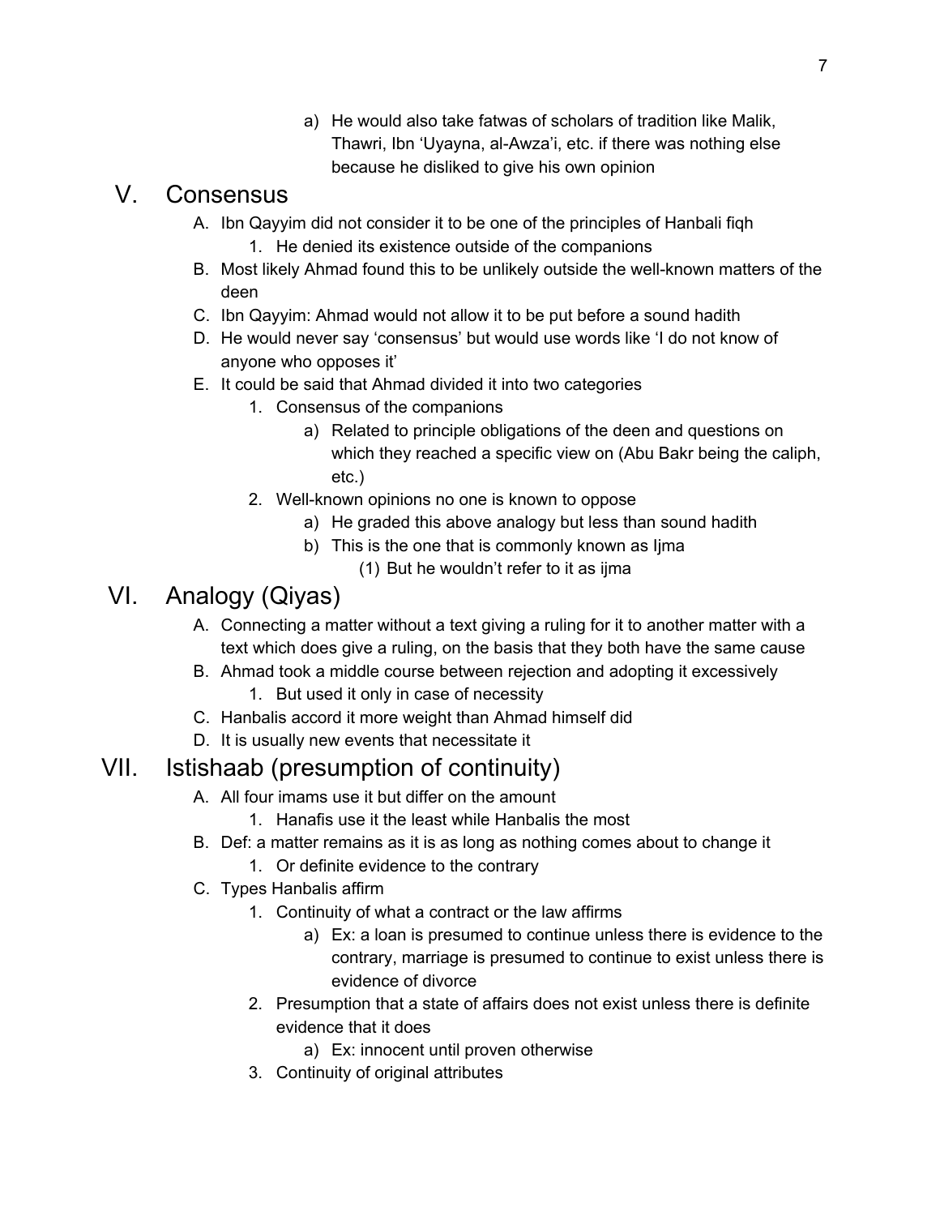a) He would also take fatwas of scholars of tradition like Malik, Thawri, Ibn 'Uyayna, al-Awza'i, etc. if there was nothing else because he disliked to give his own opinion

## V. Consensus

- A. Ibn Qayyim did not consider it to be one of the principles of Hanbali fiqh
  - 1. He denied its existence outside of the companions
- B. Most likely Ahmad found this to be unlikely outside the well-known matters of the deen
- C. Ibn Qayyim: Ahmad would not allow it to be put before a sound hadith
- D. He would never say 'consensus' but would use words like 'I do not know of anyone who opposes it'
- E. It could be said that Ahmad divided it into two categories
  - 1. Consensus of the companions
    - a) Related to principle obligations of the deen and questions on which they reached a specific view on (Abu Bakr being the caliph, etc.)
  - 2. Well-known opinions no one is known to oppose
    - a) He graded this above analogy but less than sound hadith
    - b) This is the one that is commonly known as Ijma
      - (1) But he wouldn't refer to it as ijma

## VI. Analogy (Qiyas)

- A. Connecting a matter without a text giving a ruling for it to another matter with a text which does give a ruling, on the basis that they both have the same cause
- B. Ahmad took a middle course between rejection and adopting it excessively
  - 1. But used it only in case of necessity
- C. Hanbalis accord it more weight than Ahmad himself did
- D. It is usually new events that necessitate it

## VII. Istishaab (presumption of continuity)

- A. All four imams use it but differ on the amount
  - 1. Hanafis use it the least while Hanbalis the most
- B. Def: a matter remains as it is as long as nothing comes about to change it
  - 1. Or definite evidence to the contrary
- C. Types Hanbalis affirm
  - 1. Continuity of what a contract or the law affirms
    - a) Ex: a loan is presumed to continue unless there is evidence to the contrary, marriage is presumed to continue to exist unless there is evidence of divorce
  - 2. Presumption that a state of affairs does not exist unless there is definite evidence that it does
    - a) Ex: innocent until proven otherwise
  - 3. Continuity of original attributes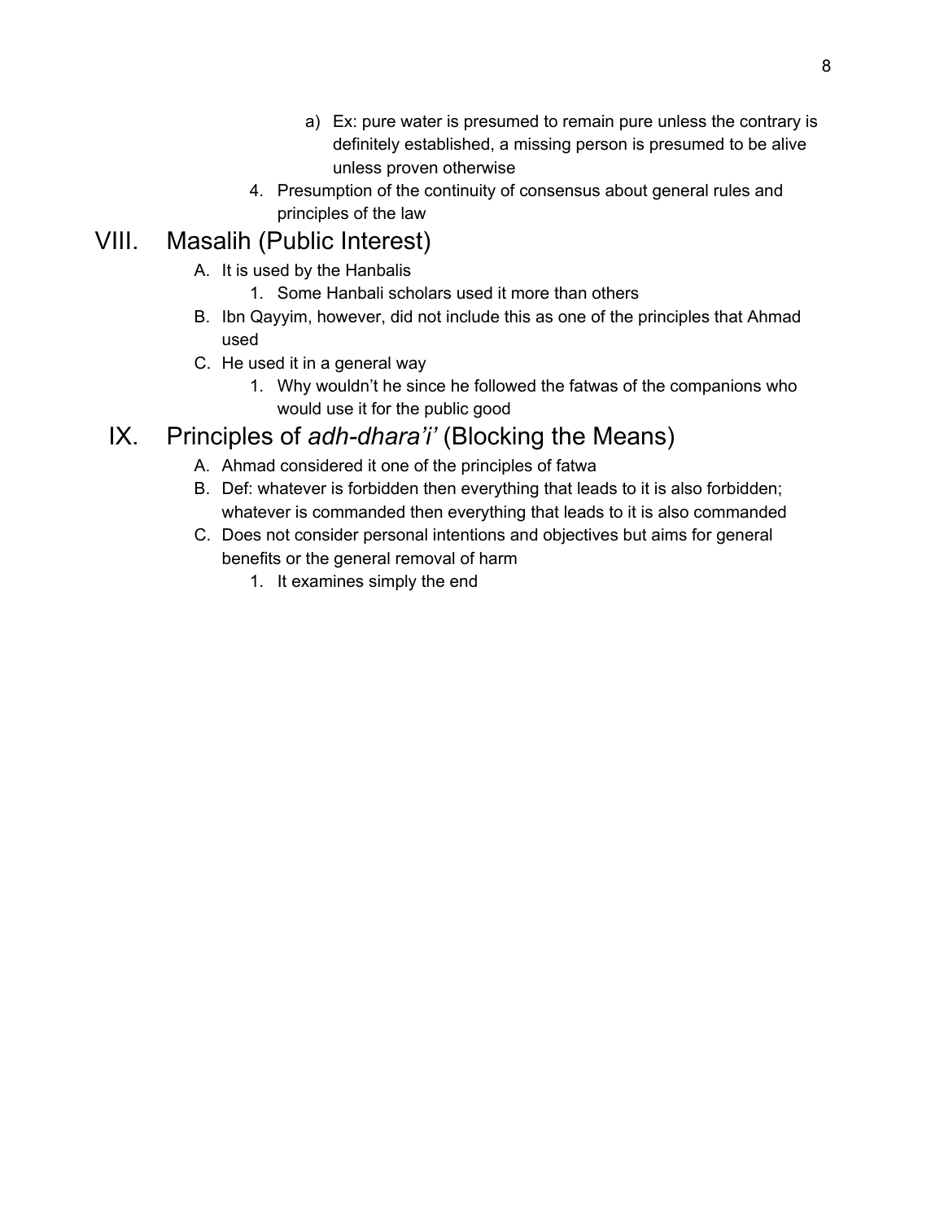a) Ex: pure water is presumed to remain pure unless the contrary is definitely established, a missing person is presumed to be alive unless proven otherwise

    4. Presumption of the continuity of consensus about general rules and principles of the law

## VIII. Masalih (Public Interest)

A. It is used by the Hanbalis
    1. Some Hanbali scholars used it more than others

B. Ibn Qayyim, however, did not include this as one of the principles that Ahmad used

C. He used it in a general way
    1. Why wouldn't he since he followed the fatwas of the companions who would use it for the public good

## IX. Principles of *adh-dhara'i'* (Blocking the Means)

A. Ahmad considered it one of the principles of fatwa

B. Def: whatever is forbidden then everything that leads to it is also forbidden; whatever is commanded then everything that leads to it is also commanded

C. Does not consider personal intentions and objectives but aims for general benefits or the general removal of harm
    1. It examines simply the end